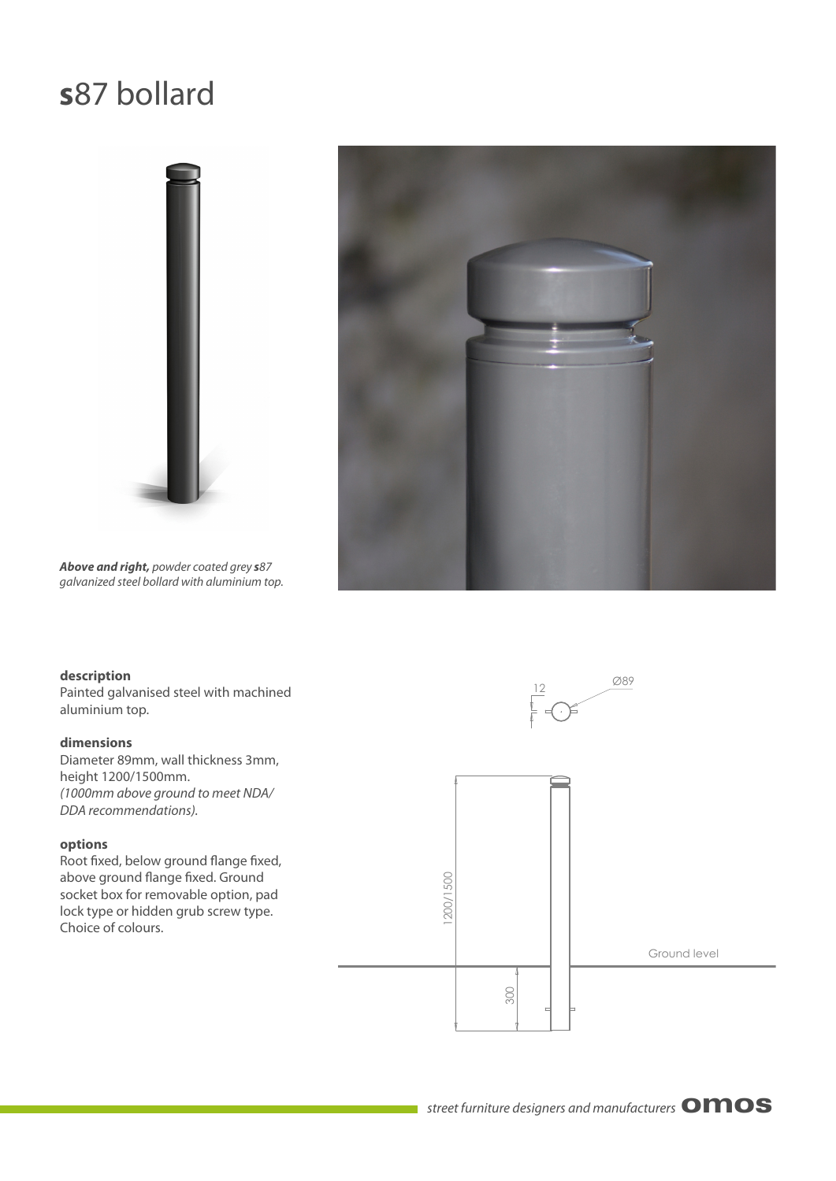# **s**87 bollard

***Above and right,*** *powder coated grey **s**87 galvanized steel bollard with aluminium top.*

**description**

Painted galvanised steel with machined aluminium top.

**dimensions**

Diameter 89mm, wall thickness 3mm, height 1200/1500mm.
*(1000mm above ground to meet NDA/ DDA recommendations).*

**options**

Root fixed, below ground flange fixed, above ground flange fixed. Ground socket box for removable option, pad lock type or hidden grub screw type. Choice of colours.

12

Ø89

1200/1500

Ground level

300

*street furniture designers and manufacturers* **omos**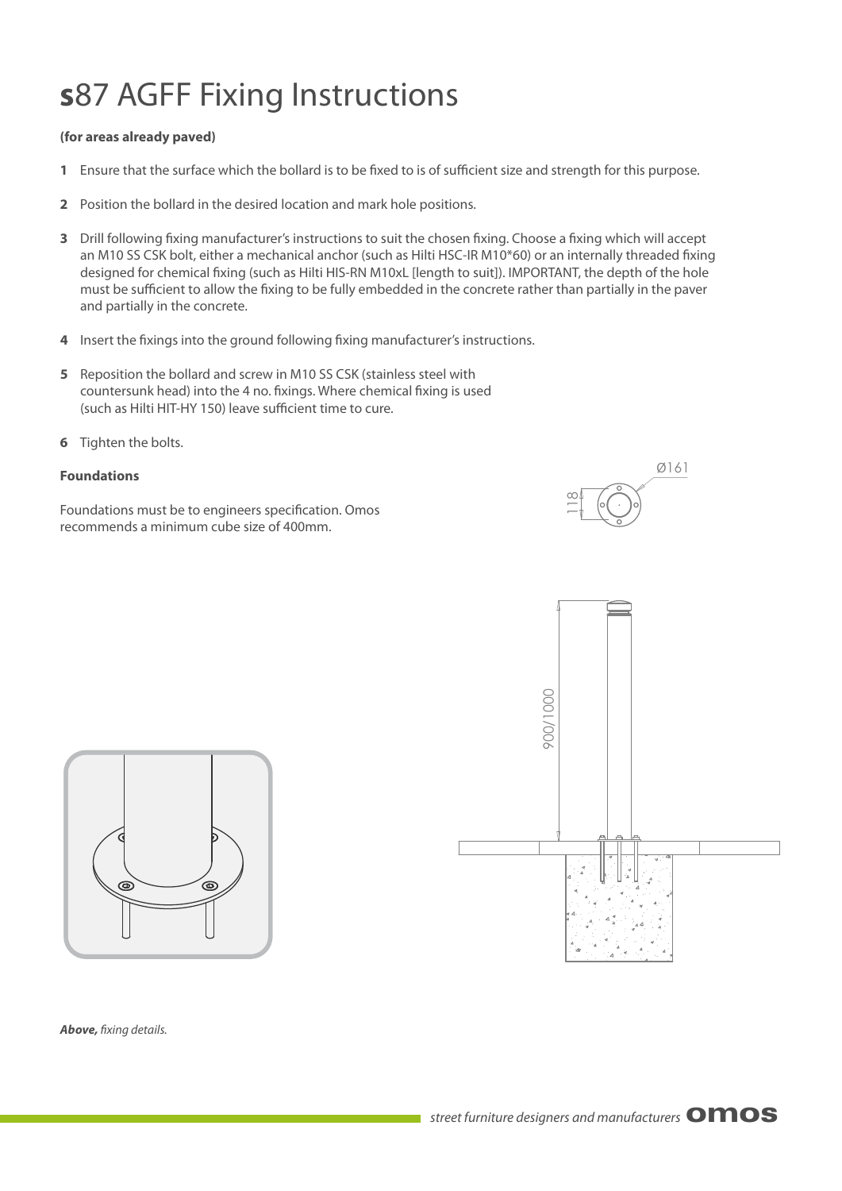# **s**87 AGFF Fixing Instructions

**(for areas already paved)**

**1** Ensure that the surface which the bollard is to be fixed to is of sufficient size and strength for this purpose.

**2** Position the bollard in the desired location and mark hole positions.

**3** Drill following fixing manufacturer's instructions to suit the chosen fixing. Choose a fixing which will accept an M10 SS CSK bolt, either a mechanical anchor (such as Hilti HSC-IR M10*60) or an internally threaded fixing designed for chemical fixing (such as Hilti HIS-RN M10xL [length to suit]). IMPORTANT, the depth of the hole must be sufficient to allow the fixing to be fully embedded in the concrete rather than partially in the paver and partially in the concrete.

**4** Insert the fixings into the ground following fixing manufacturer's instructions.

**5** Reposition the bollard and screw in M10 SS CSK (stainless steel with countersunk head) into the 4 no. fixings. Where chemical fixing is used (such as Hilti HIT-HY 150) leave sufficient time to cure.

**6** Tighten the bolts.

**Foundations**

Foundations must be to engineers specification. Omos recommends a minimum cube size of 400mm.

Ø161

118

900/1000

***Above,*** *fixing details.*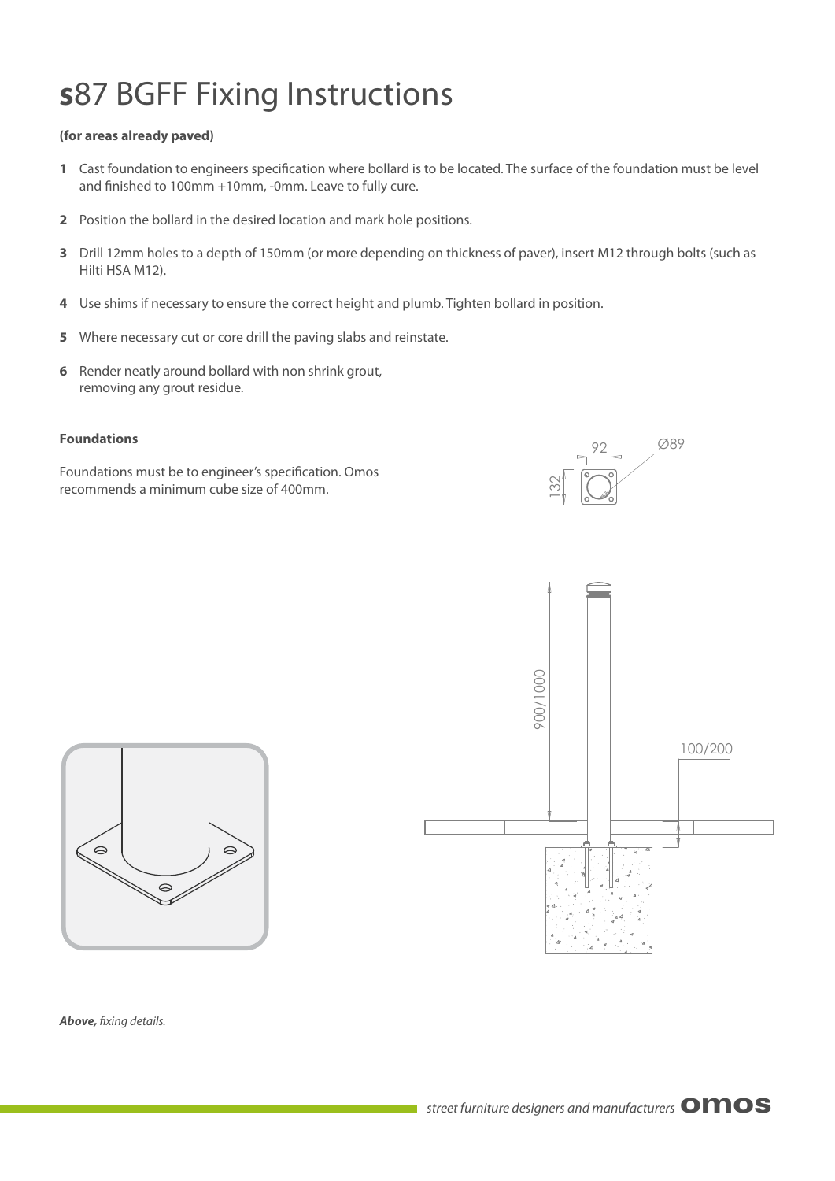# **s**87 BGFF Fixing Instructions

**(for areas already paved)**

**1** Cast foundation to engineers specification where bollard is to be located. The surface of the foundation must be level and finished to 100mm +10mm, -0mm. Leave to fully cure.

**2** Position the bollard in the desired location and mark hole positions.

**3** Drill 12mm holes to a depth of 150mm (or more depending on thickness of paver), insert M12 through bolts (such as Hilti HSA M12).

**4** Use shims if necessary to ensure the correct height and plumb. Tighten bollard in position.

**5** Where necessary cut or core drill the paving slabs and reinstate.

**6** Render neatly around bollard with non shrink grout, removing any grout residue.

#### Foundations

Foundations must be to engineer's specification. Omos recommends a minimum cube size of 400mm.

92 Ø89 132

900/1000

100/200

***Above,*** *fixing details.*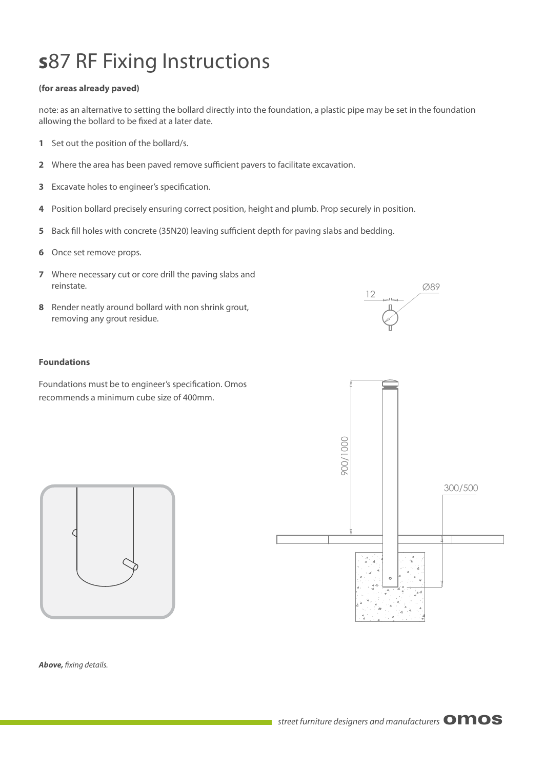# **s**87 RF Fixing Instructions

**(for areas already paved)**

note: as an alternative to setting the bollard directly into the foundation, a plastic pipe may be set in the foundation allowing the bollard to be fixed at a later date.

1. Set out the position of the bollard/s.
2. Where the area has been paved remove sufficient pavers to facilitate excavation.
3. Excavate holes to engineer's specification.
4. Position bollard precisely ensuring correct position, height and plumb. Prop securely in position.
5. Back fill holes with concrete (35N20) leaving sufficient depth for paving slabs and bedding.
6. Once set remove props.
7. Where necessary cut or core drill the paving slabs and reinstate.
8. Render neatly around bollard with non shrink grout, removing any grout residue.

12 Ø89

**Foundations**

Foundations must be to engineer's specification. Omos recommends a minimum cube size of 400mm.

900/1000

300/500

***Above,*** *fixing details.*

*street furniture designers and manufacturers* **omos**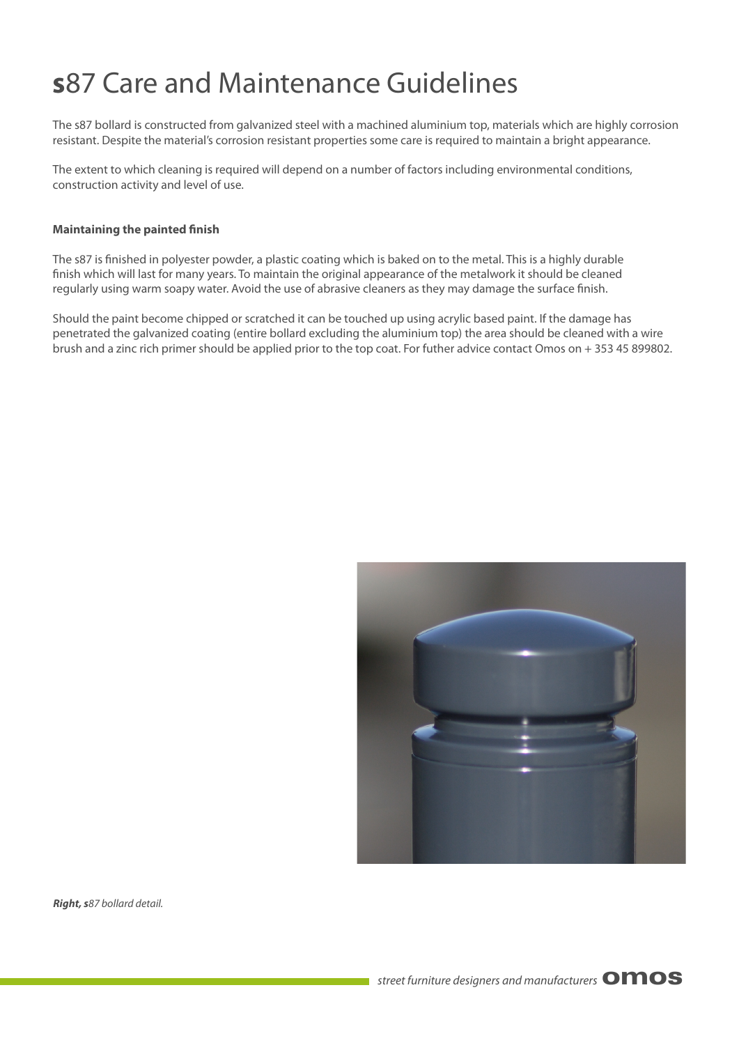# **s**87 Care and Maintenance Guidelines

The s87 bollard is constructed from galvanized steel with a machined aluminium top, materials which are highly corrosion resistant. Despite the material's corrosion resistant properties some care is required to maintain a bright appearance.

The extent to which cleaning is required will depend on a number of factors including environmental conditions, construction activity and level of use.

**Maintaining the painted finish**

The s87 is finished in polyester powder, a plastic coating which is baked on to the metal. This is a highly durable finish which will last for many years. To maintain the original appearance of the metalwork it should be cleaned regularly using warm soapy water. Avoid the use of abrasive cleaners as they may damage the surface finish.

Should the paint become chipped or scratched it can be touched up using acrylic based paint. If the damage has penetrated the galvanized coating (entire bollard excluding the aluminium top) the area should be cleaned with a wire brush and a zinc rich primer should be applied prior to the top coat. For futher advice contact Omos on + 353 45 899802.

***Right, s****87 bollard detail.*